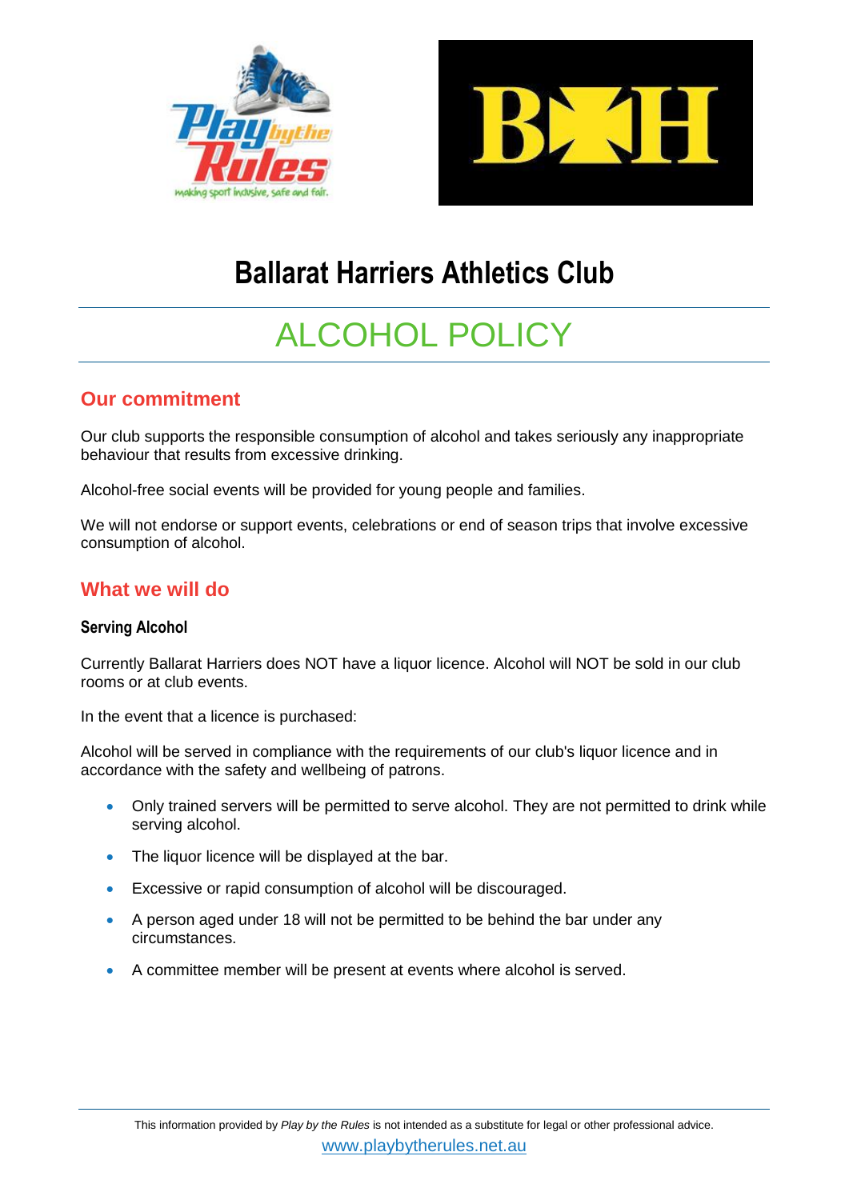# Ballarat Harriers Athletics Club

# ALCOHOL POLICY

## Our commitment

Our club supports the responsible consumption of alcohol and takes seriously any inappropriate behaviour that results from excessive drinking.

Alcohol-free social events will be provided for young people and families.

We will not endorse or support events, celebrations or end of season trips that involve excessive consumption of alcohol.

## What we will do

### Serving Alcohol

Currently Ballarat Harriers does NOT have a liquor licence. Alcohol will NOT be sold in our club rooms or at club events.

In the event that a licence is purchased:

Alcohol will be served in compliance with the requirements of our club's liquor licence and in accordance with the safety and wellbeing of patrons.

- Only trained servers will be permitted to serve alcohol. They are not permitted to drink while serving alcohol.
- The liquor licence will be displayed at the bar.
- Excessive or rapid consumption of alcohol will be discouraged.
- A person aged under 18 will not be permitted to be behind the bar under any circumstances.
- A committee member will be present at events where alcohol is served.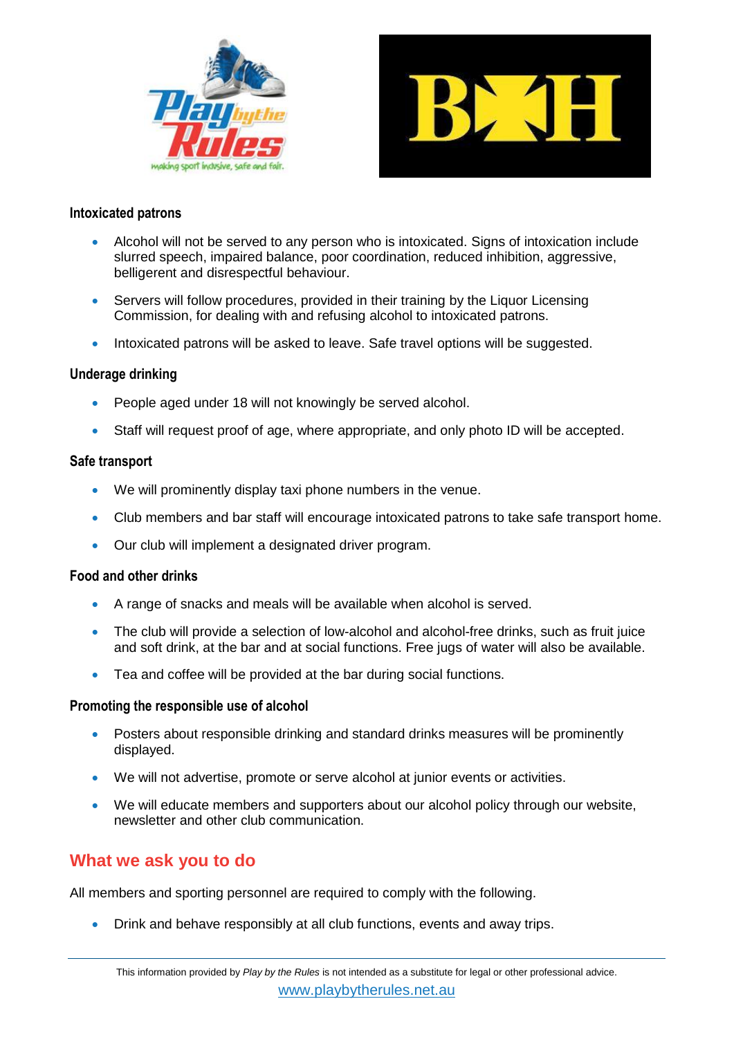### Intoxicated patrons

- Alcohol will not be served to any person who is intoxicated. Signs of intoxication include slurred speech, impaired balance, poor coordination, reduced inhibition, aggressive, belligerent and disrespectful behaviour.
- Servers will follow procedures, provided in their training by the Liquor Licensing Commission, for dealing with and refusing alcohol to intoxicated patrons.
- Intoxicated patrons will be asked to leave. Safe travel options will be suggested.

### Underage drinking

- People aged under 18 will not knowingly be served alcohol.
- Staff will request proof of age, where appropriate, and only photo ID will be accepted.

### Safe transport

- We will prominently display taxi phone numbers in the venue.
- Club members and bar staff will encourage intoxicated patrons to take safe transport home.
- Our club will implement a designated driver program.

### Food and other drinks

- A range of snacks and meals will be available when alcohol is served.
- The club will provide a selection of low-alcohol and alcohol-free drinks, such as fruit juice and soft drink, at the bar and at social functions. Free jugs of water will also be available.
- Tea and coffee will be provided at the bar during social functions.

### Promoting the responsible use of alcohol

- Posters about responsible drinking and standard drinks measures will be prominently displayed.
- We will not advertise, promote or serve alcohol at junior events or activities.
- We will educate members and supporters about our alcohol policy through our website, newsletter and other club communication.

## What we ask you to do

All members and sporting personnel are required to comply with the following.

- Drink and behave responsibly at all club functions, events and away trips.

This information provided by *Play by the Rules* is not intended as a substitute for legal or other professional advice.
www.playbytherules.net.au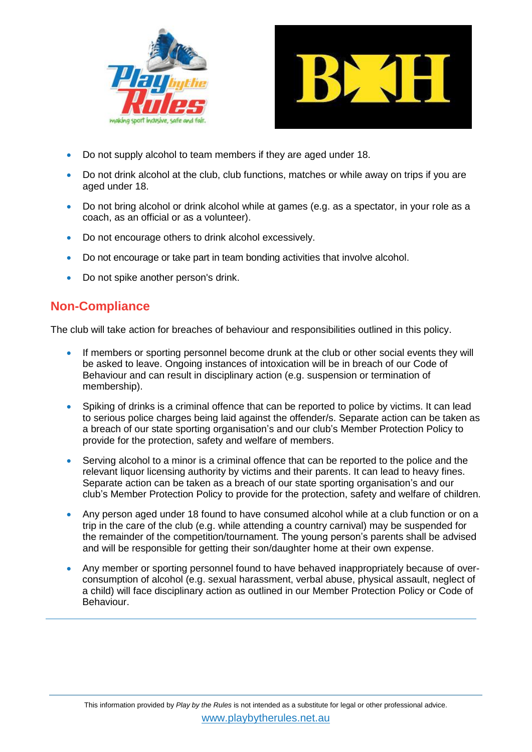- Do not supply alcohol to team members if they are aged under 18.
- Do not drink alcohol at the club, club functions, matches or while away on trips if you are aged under 18.
- Do not bring alcohol or drink alcohol while at games (e.g. as a spectator, in your role as a coach, as an official or as a volunteer).
- Do not encourage others to drink alcohol excessively.
- Do not encourage or take part in team bonding activities that involve alcohol.
- Do not spike another person's drink.

## Non-Compliance

The club will take action for breaches of behaviour and responsibilities outlined in this policy.

- If members or sporting personnel become drunk at the club or other social events they will be asked to leave. Ongoing instances of intoxication will be in breach of our Code of Behaviour and can result in disciplinary action (e.g. suspension or termination of membership).
- Spiking of drinks is a criminal offence that can be reported to police by victims. It can lead to serious police charges being laid against the offender/s. Separate action can be taken as a breach of our state sporting organisation's and our club's Member Protection Policy to provide for the protection, safety and welfare of members.
- Serving alcohol to a minor is a criminal offence that can be reported to the police and the relevant liquor licensing authority by victims and their parents. It can lead to heavy fines. Separate action can be taken as a breach of our state sporting organisation's and our club's Member Protection Policy to provide for the protection, safety and welfare of children.
- Any person aged under 18 found to have consumed alcohol while at a club function or on a trip in the care of the club (e.g. while attending a country carnival) may be suspended for the remainder of the competition/tournament. The young person's parents shall be advised and will be responsible for getting their son/daughter home at their own expense.
- Any member or sporting personnel found to have behaved inappropriately because of over-consumption of alcohol (e.g. sexual harassment, verbal abuse, physical assault, neglect of a child) will face disciplinary action as outlined in our Member Protection Policy or Code of Behaviour.